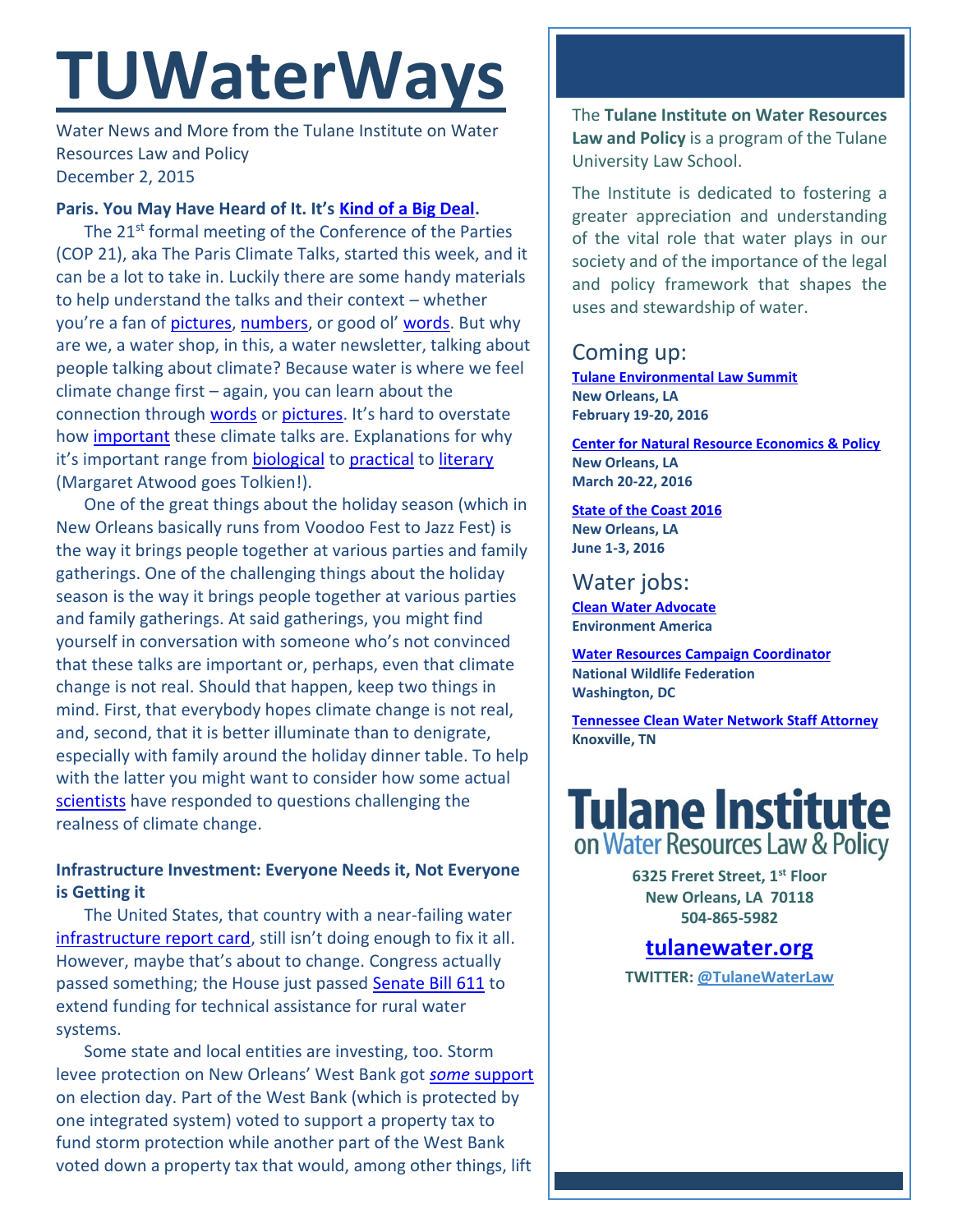# TUWaterWays

Water News and More from the Tulane Institute on Water Resources Law and Policy
December 2, 2015

**Paris. You May Have Heard of It. It's Kind of a Big Deal.**

The 21st formal meeting of the Conference of the Parties (COP 21), aka The Paris Climate Talks, started this week, and it can be a lot to take in. Luckily there are some handy materials to help understand the talks and their context – whether you're a fan of pictures, numbers, or good ol' words. But why are we, a water shop, in this, a water newsletter, talking about people talking about climate? Because water is where we feel climate change first – again, you can learn about the connection through words or pictures. It's hard to overstate how important these climate talks are. Explanations for why it's important range from biological to practical to literary (Margaret Atwood goes Tolkien!).

One of the great things about the holiday season (which in New Orleans basically runs from Voodoo Fest to Jazz Fest) is the way it brings people together at various parties and family gatherings. One of the challenging things about the holiday season is the way it brings people together at various parties and family gatherings. At said gatherings, you might find yourself in conversation with someone who's not convinced that these talks are important or, perhaps, even that climate change is not real. Should that happen, keep two things in mind. First, that everybody hopes climate change is not real, and, second, that it is better illuminate than to denigrate, especially with family around the holiday dinner table. To help with the latter you might want to consider how some actual scientists have responded to questions challenging the realness of climate change.

**Infrastructure Investment: Everyone Needs it, Not Everyone is Getting it**

The United States, that country with a near-failing water infrastructure report card, still isn't doing enough to fix it all. However, maybe that's about to change. Congress actually passed something; the House just passed Senate Bill 611 to extend funding for technical assistance for rural water systems.

Some state and local entities are investing, too. Storm levee protection on New Orleans' West Bank got *some* support on election day. Part of the West Bank (which is protected by one integrated system) voted to support a property tax to fund storm protection while another part of the West Bank voted down a property tax that would, among other things, lift

The **Tulane Institute on Water Resources Law and Policy** is a program of the Tulane University Law School.

The Institute is dedicated to fostering a greater appreciation and understanding of the vital role that water plays in our society and of the importance of the legal and policy framework that shapes the uses and stewardship of water.

## Coming up:

**Tulane Environmental Law Summit**
**New Orleans, LA**
**February 19-20, 2016**

**Center for Natural Resource Economics & Policy**
**New Orleans, LA**
**March 20-22, 2016**

**State of the Coast 2016**
**New Orleans, LA**
**June 1-3, 2016**

## Water jobs:

**Clean Water Advocate**
**Environment America**

**Water Resources Campaign Coordinator**
**National Wildlife Federation**
**Washington, DC**

**Tennessee Clean Water Network Staff Attorney**
**Knoxville, TN**

**Tulane Institute on Water Resources Law & Policy**

**6325 Freret Street, 1st Floor**
**New Orleans, LA 70118**
**504-865-5982**

**tulanewater.org**

**TWITTER: @TulaneWaterLaw**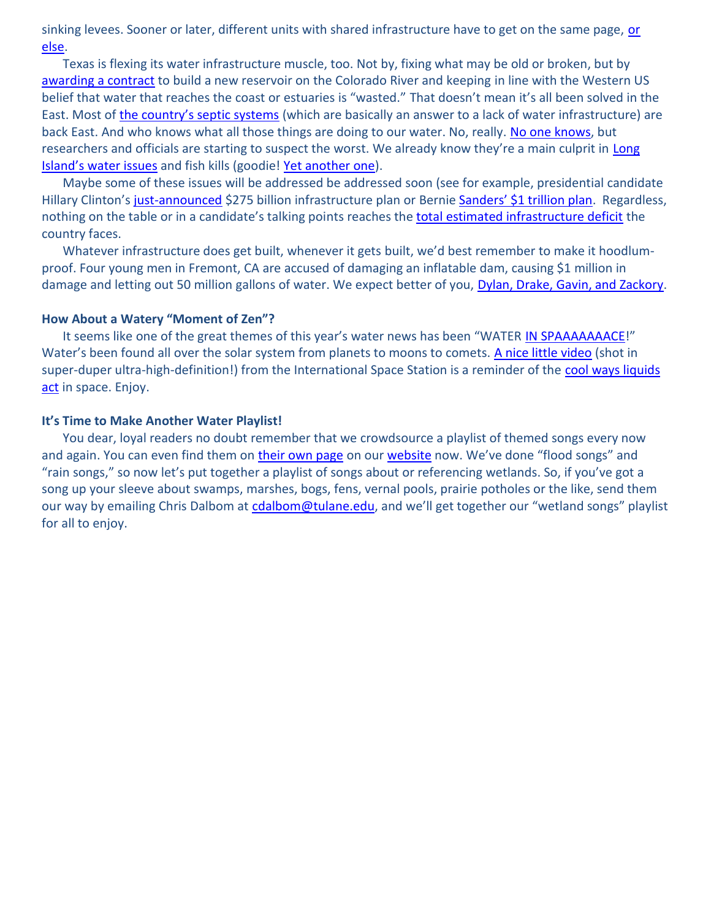sinking levees. Sooner or later, different units with shared infrastructure have to get on the same page, or else.

Texas is flexing its water infrastructure muscle, too. Not by, fixing what may be old or broken, but by awarding a contract to build a new reservoir on the Colorado River and keeping in line with the Western US belief that water that reaches the coast or estuaries is "wasted." That doesn't mean it's all been solved in the East. Most of the country's septic systems (which are basically an answer to a lack of water infrastructure) are back East. And who knows what all those things are doing to our water. No, really. No one knows, but researchers and officials are starting to suspect the worst. We already know they're a main culprit in Long Island's water issues and fish kills (goodie! Yet another one).

Maybe some of these issues will be addressed be addressed soon (see for example, presidential candidate Hillary Clinton's just-announced $275 billion infrastructure plan or Bernie Sanders' $1 trillion plan. Regardless, nothing on the table or in a candidate's talking points reaches the total estimated infrastructure deficit the country faces.

Whatever infrastructure does get built, whenever it gets built, we'd best remember to make it hoodlum-proof. Four young men in Fremont, CA are accused of damaging an inflatable dam, causing $1 million in damage and letting out 50 million gallons of water. We expect better of you, Dylan, Drake, Gavin, and Zackory.

**How About a Watery "Moment of Zen"?**

It seems like one of the great themes of this year's water news has been "WATER IN SPAAAAAAACE!" Water's been found all over the solar system from planets to moons to comets. A nice little video (shot in super-duper ultra-high-definition!) from the International Space Station is a reminder of the cool ways liquids act in space. Enjoy.

**It's Time to Make Another Water Playlist!**

You dear, loyal readers no doubt remember that we crowdsource a playlist of themed songs every now and again. You can even find them on their own page on our website now. We've done "flood songs" and "rain songs," so now let's put together a playlist of songs about or referencing wetlands. So, if you've got a song up your sleeve about swamps, marshes, bogs, fens, vernal pools, prairie potholes or the like, send them our way by emailing Chris Dalbom at cdalbom@tulane.edu, and we'll get together our "wetland songs" playlist for all to enjoy.